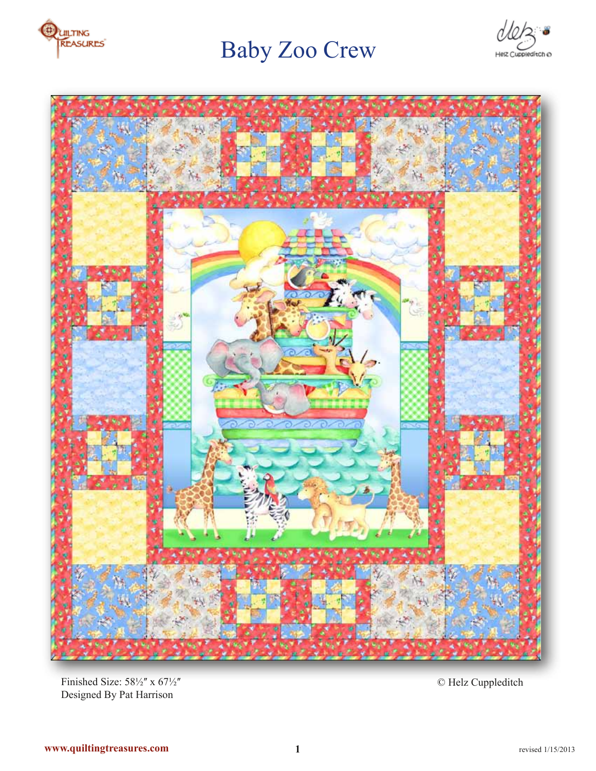# Baby Zoo Crew

Finished Size: 58½″ x 67½″

Designed By Pat Harrison

© Helz Cuppleditch

www.quiltingtreasures.com

revised 1/15/2013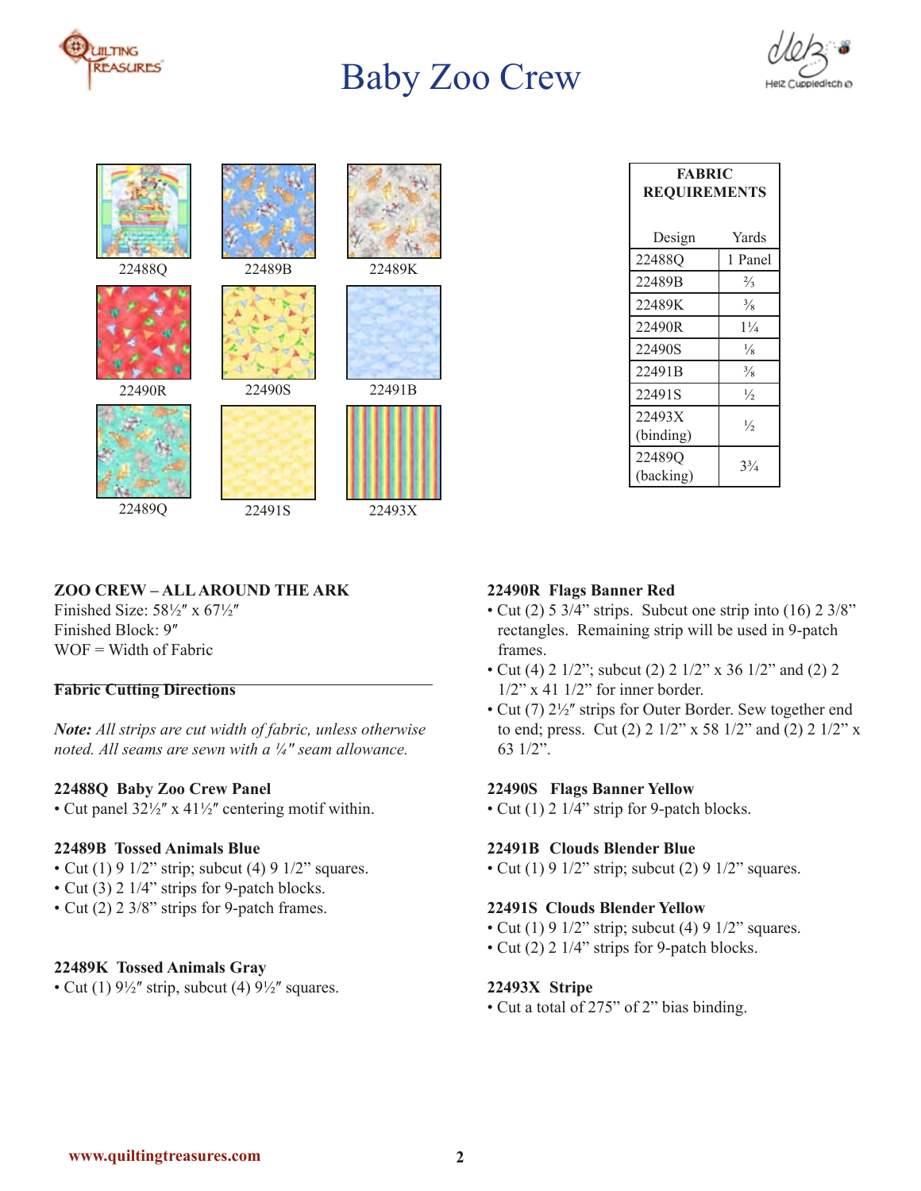# Baby Zoo Crew

22488Q

22489B

22489K

22490R

22490S

22491B

22489Q

22491S

22493X

**FABRIC REQUIREMENTS**

| Design | Yards |
|---|---|
| 22488Q | 1 Panel |
| 22489B | ⅔ |
| 22489K | ⅜ |
| 22490R | 1¼ |
| 22490S | ⅛ |
| 22491B | ⅜ |
| 22491S | ½ |
| 22493X (binding) | ½ |
| 22489Q (backing) | 3¾ |

**ZOO CREW – ALL AROUND THE ARK**
Finished Size: 58½″ x 67½″
Finished Block: 9″
WOF = Width of Fabric

**Fabric Cutting Directions**

***Note:*** *All strips are cut width of fabric, unless otherwise noted. All seams are sewn with a ¼″ seam allowance.*

**22488Q Baby Zoo Crew Panel**
- Cut panel 32½″ x 41½″ centering motif within.

**22489B Tossed Animals Blue**
- Cut (1) 9 1/2" strip; subcut (4) 9 1/2" squares.
- Cut (3) 2 1/4" strips for 9-patch blocks.
- Cut (2) 2 3/8" strips for 9-patch frames.

**22489K Tossed Animals Gray**
- Cut (1) 9½″ strip, subcut (4) 9½″ squares.

**22490R Flags Banner Red**
- Cut (2) 5 3/4" strips. Subcut one strip into (16) 2 3/8" rectangles. Remaining strip will be used in 9-patch frames.
- Cut (4) 2 1/2"; subcut (2) 2 1/2" x 36 1/2" and (2) 2 1/2" x 41 1/2" for inner border.
- Cut (7) 2½″ strips for Outer Border. Sew together end to end; press. Cut (2) 2 1/2" x 58 1/2" and (2) 2 1/2" x 63 1/2".

**22490S Flags Banner Yellow**
- Cut (1) 2 1/4" strip for 9-patch blocks.

**22491B Clouds Blender Blue**
- Cut (1) 9 1/2" strip; subcut (2) 9 1/2" squares.

**22491S Clouds Blender Yellow**
- Cut (1) 9 1/2" strip; subcut (4) 9 1/2" squares.
- Cut (2) 2 1/4" strips for 9-patch blocks.

**22493X Stripe**
- Cut a total of 275" of 2" bias binding.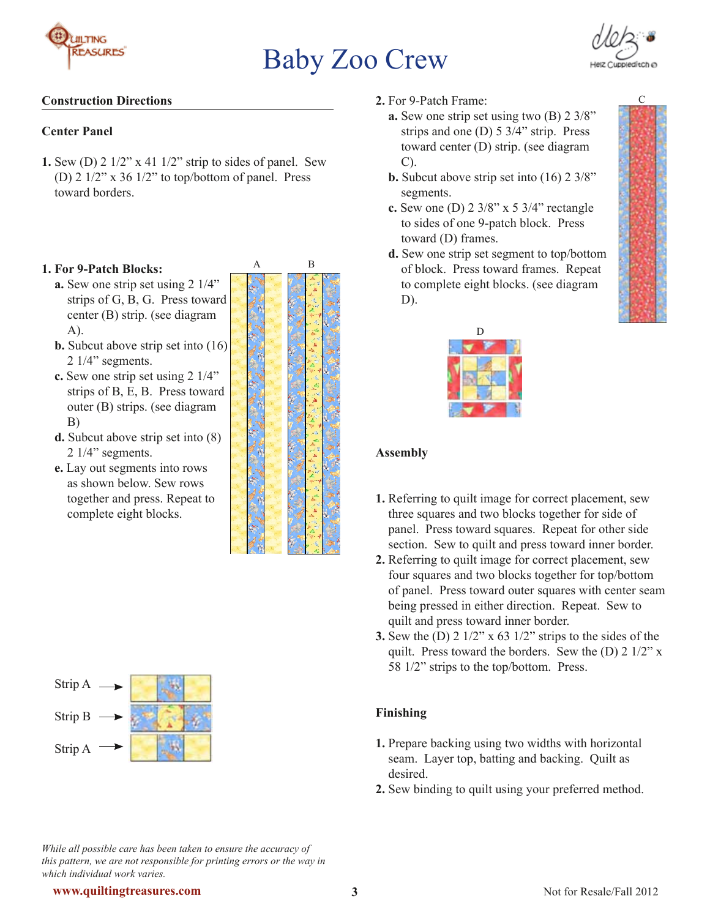# Baby Zoo Crew

## Construction Directions

### Center Panel

1. Sew (D) 2 1/2" x 41 1/2" strip to sides of panel. Sew (D) 2 1/2" x 36 1/2" to top/bottom of panel. Press toward borders.

1. **For 9-Patch Blocks:**
   - **a.** Sew one strip set using 2 1/4" strips of G, B, G. Press toward center (B) strip. (see diagram A).
   - **b.** Subcut above strip set into (16) 2 1/4" segments.
   - **c.** Sew one strip set using 2 1/4" strips of B, E, B. Press toward outer (B) strips. (see diagram B)
   - **d.** Subcut above strip set into (8) 2 1/4" segments.
   - **e.** Lay out segments into rows as shown below. Sew rows together and press. Repeat to complete eight blocks.

A

B

Strip A

Strip B

Strip A

2. For 9-Patch Frame:
   - **a.** Sew one strip set using two (B) 2 3/8" strips and one (D) 5 3/4" strip. Press toward center (D) strip. (see diagram C).
   - **b.** Subcut above strip set into (16) 2 3/8" segments.
   - **c.** Sew one (D) 2 3/8" x 5 3/4" rectangle to sides of one 9-patch block. Press toward (D) frames.
   - **d.** Sew one strip set segment to top/bottom of block. Press toward frames. Repeat to complete eight blocks. (see diagram D).

C

D

### Assembly

1. Referring to quilt image for correct placement, sew three squares and two blocks together for side of panel. Press toward squares. Repeat for other side section. Sew to quilt and press toward inner border.
2. Referring to quilt image for correct placement, sew four squares and two blocks together for top/bottom of panel. Press toward outer squares with center seam being pressed in either direction. Repeat. Sew to quilt and press toward inner border.
3. Sew the (D) 2 1/2" x 63 1/2" strips to the sides of the quilt. Press toward the borders. Sew the (D) 2 1/2" x 58 1/2" strips to the top/bottom. Press.

### Finishing

1. Prepare backing using two widths with horizontal seam. Layer top, batting and backing. Quilt as desired.
2. Sew binding to quilt using your preferred method.

*While all possible care has been taken to ensure the accuracy of this pattern, we are not responsible for printing errors or the way in which individual work varies.*

www.quiltingtreasures.com

Not for Resale/Fall 2012